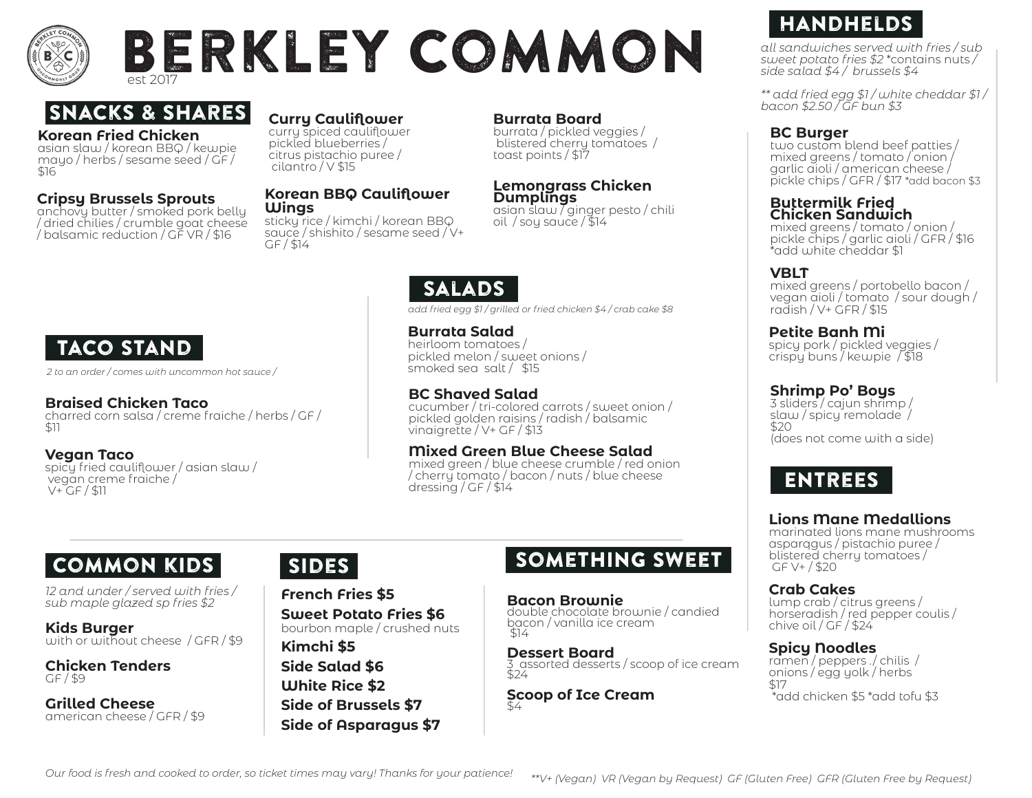# BERKLEY COMMON

est 2017

## SNACKS & SHARES

**Korean Fried Chicken**
asian slaw / korean BBQ / kewpie mayo / herbs / sesame seed / GF / $16

**Cripsy Brussels Sprouts**
anchovy butter / smoked pork belly / dried chilies / crumble goat cheese / balsamic reduction / GF VR / $16

**Curry Cauliflower**
curry spiced cauliflower pickled blueberries / citrus pistachio puree / cilantro / V $15

**Korean BBQ Cauliflower Wings**
sticky rice / kimchi / korean BBQ sauce / shishito / sesame seed / V+ GF / $14

**Burrata Board**
burrata / pickled veggies / blistered cherry tomatoes / toast points / $17

**Lemongrass Chicken Dumplings**
asian slaw / ginger pesto / chili oil / soy sauce / $14

## TACO STAND

*2 to an order / comes with uncommon hot sauce /*

**Braised Chicken Taco**
charred corn salsa / creme fraiche / herbs / GF / $11

**Vegan Taco**
spicy fried cauliflower / asian slaw / vegan creme fraiche / V+ GF / $11

## SALADS

*add fried egg $1 / grilled or fried chicken $4 / crab cake $8*

**Burrata Salad**
heirloom tomatoes / pickled melon / sweet onions / smoked sea salt / $15

**BC Shaved Salad**
cucumber / tri-colored carrots / sweet onion / pickled golden raisins / radish / balsamic vinaigrette / V+ GF / $13

**Mixed Green Blue Cheese Salad**
mixed green / blue cheese crumble / red onion / cherry tomato / bacon / nuts / blue cheese dressing / GF / $14

## HANDHELDS

*all sandwiches served with fries / sub sweet potato fries $2 *contains nuts / side salad $4 / brussels $4*

*** add fried egg $1 / white cheddar $1 / bacon $2.50 / GF bun $3*

**BC Burger**
two custom blend beef patties / mixed greens / tomato / onion / garlic aioli / american cheese / pickle chips / GFR / $17 *add bacon $3

**Buttermilk Fried Chicken Sandwich**
mixed greens / tomato / onion / pickle chips / garlic aioli / GFR / $16 *add white cheddar $1

**VBLT**
mixed greens / portobello bacon / vegan aioli / tomato / sour dough / radish / V+ GFR / $15

**Petite Banh Mi**
spicy pork / pickled veggies / crispy buns / kewpie / $18

**Shrimp Po' Boys**
3 sliders / cajun shrimp / slaw / spicy remolade / $20
(does not come with a side)

## ENTREES

**Lions Mane Medallions**
marinated lions mane mushrooms asparagus / pistachio puree / blistered cherry tomatoes / GF V+ / $20

**Crab Cakes**
lump crab / citrus greens / horseradish / red pepper coulis / chive oil / GF / $24

**Spicy Noodles**
ramen / peppers ./ chilis / onions / egg yolk / herbs
$17
*add chicken $5 *add tofu $3

## COMMON KIDS

*12 and under / served with fries / sub maple glazed sp fries $2*

**Kids Burger**
with or without cheese / GFR / $9

**Chicken Tenders**
GF / $9

**Grilled Cheese**
american cheese / GFR / $9

## SIDES

**French Fries $5**

**Sweet Potato Fries $6**
bourbon maple / crushed nuts

**Kimchi $5**

**Side Salad $6**

**White Rice $2**

**Side of Brussels $7**

**Side of Asparagus $7**

## SOMETHING SWEET

**Bacon Brownie**
double chocolate brownie / candied bacon / vanilla ice cream
$14

**Dessert Board**
3 assorted desserts / scoop of ice cream
$24

**Scoop of Ice Cream**
$4

*Our food is fresh and cooked to order, so ticket times may vary! Thanks for your patience!*

***V+ (Vegan) VR (Vegan by Request) GF (Gluten Free) GFR (Gluten Free by Request)*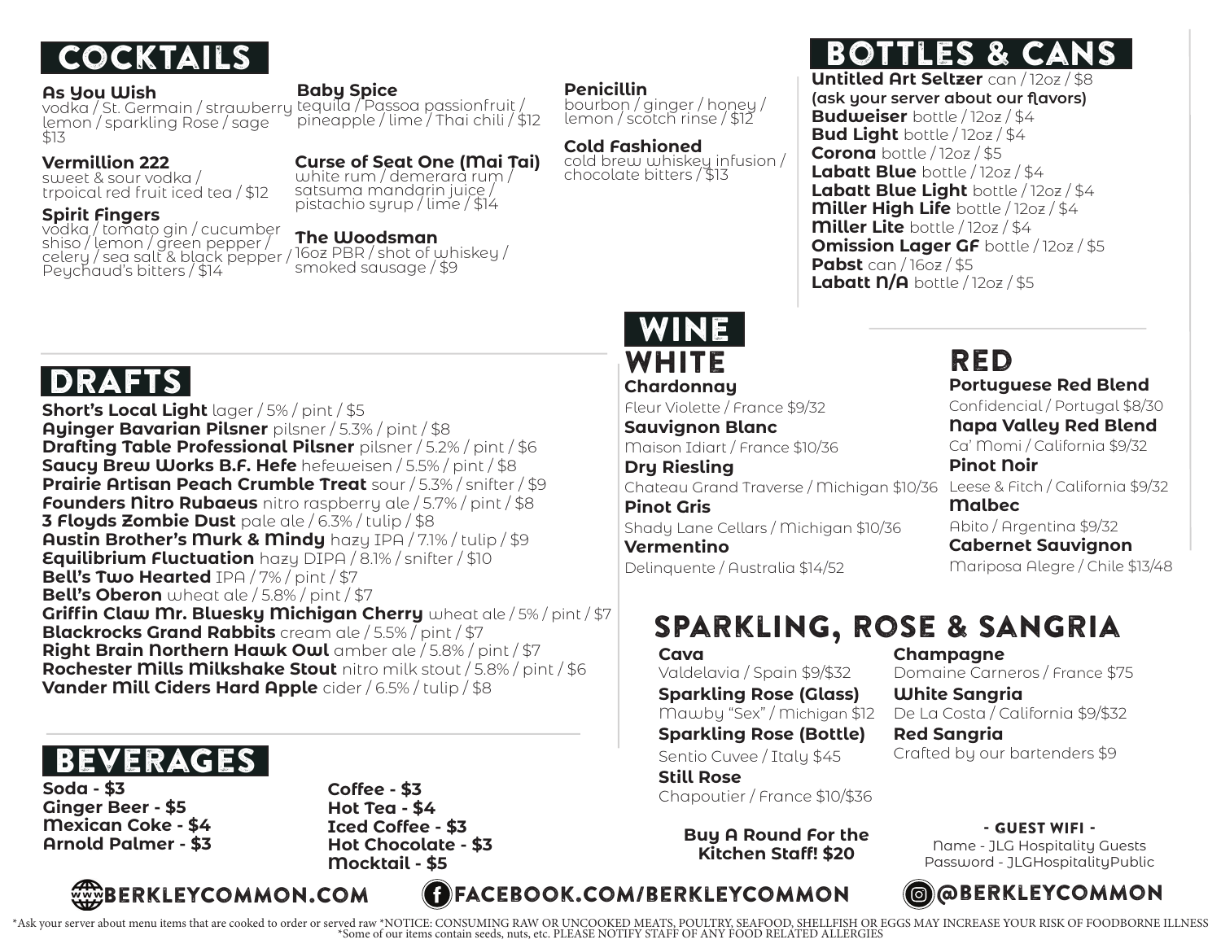# COCKTAILS

**As You Wish**
vodka / St. Germain / strawberry lemon / sparkling Rose / sage $13

**Vermillion 222**
sweet & sour vodka / trpoical red fruit iced tea / $12

**Spirit Fingers**
vodka / tomato gin / cucumber shiso / lemon / green pepper / celery / sea salt & black pepper / Peychaud's bitters / $14

**Baby Spice**
tequila / Passoa passionfruit / pineapple / lime / Thai chili / $12

**Curse of Seat One (Mai Tai)**
white rum / demerara rum / satsuma mandarin juice / pistachio syrup / lime / $14

**The Woodsman**
16oz PBR / shot of whiskey / smoked sausage / $9

**Penicillin**
bourbon / ginger / honey / lemon / scotch rinse / $12

**Cold Fashioned**
cold brew whiskey infusion / chocolate bitters / $13

# BOTTLES & CANS

**Untitled Art Seltzer** can / 12oz / $8
**(ask your server about our flavors)**
**Budweiser** bottle / 12oz / $4
**Bud Light** bottle / 12oz / $4
**Corona** bottle / 12oz / $5
**Labatt Blue** bottle / 12oz / $4
**Labatt Blue Light** bottle / 12oz / $4
**Miller High Life** bottle / 12oz / $4
**Miller Lite** bottle / 12oz / $4
**Omission Lager GF** bottle / 12oz / $5
**Pabst** can / 16oz / $5
**Labatt N/A** bottle / 12oz / $5

# DRAFTS

**Short's Local Light** lager / 5% / pint / $5
**Ayinger Bavarian Pilsner** pilsner / 5.3% / pint / $8
**Drafting Table Professional Pilsner** pilsner / 5.2% / pint / $6
**Saucy Brew Works B.F. Hefe** hefeweisen / 5.5% / pint / $8
**Prairie Artisan Peach Crumble Treat** sour / 5.3% / snifter / $9
**Founders Nitro Rubaeus** nitro raspberry ale / 5.7% / pint / $8
**3 Floyds Zombie Dust** pale ale / 6.3% / tulip / $8
**Austin Brother's Murk & Mindy** hazy IPA / 7.1% / tulip / $9
**Equilibrium Fluctuation** hazy DIPA / 8.1% / snifter / $10
**Bell's Two Hearted** IPA / 7% / pint / $7
**Bell's Oberon** wheat ale / 5.8% / pint / $7
**Griffin Claw Mr. Bluesky Michigan Cherry** wheat ale / 5% / pint / $7
**Blackrocks Grand Rabbits** cream ale / 5.5% / pint / $7
**Right Brain Northern Hawk Owl** amber ale / 5.8% / pint / $7
**Rochester Mills Milkshake Stout** nitro milk stout / 5.8% / pint / $6
**Vander Mill Ciders Hard Apple** cider / 6.5% / tulip / $8

# WINE

## WHITE

**Chardonnay**
Fleur Violette / France $9/32

**Sauvignon Blanc**
Maison Idiart / France $10/36

**Dry Riesling**
Chateau Grand Traverse / Michigan $10/36

**Pinot Gris**
Shady Lane Cellars / Michigan $10/36

**Vermentino**
Delinquente / Australia $14/52

## RED

**Portuguese Red Blend**
Confidencial / Portugal $8/30

**Napa Valley Red Blend**
Ca' Momi / California $9/32

**Pinot Noir**
Leese & Fitch / California $9/32

**Malbec**
Abito / Argentina $9/32

**Cabernet Sauvignon**
Mariposa Alegre / Chile $13/48

## SPARKLING, ROSE & SANGRIA

**Cava**
Valdelavia / Spain $9/$32

**Sparkling Rose (Glass)**
Mawby "Sex" / Michigan $12

**Sparkling Rose (Bottle)**
Sentio Cuvee / Italy $45

**Still Rose**
Chapoutier / France $10/$36

**Champagne**
Domaine Carneros / France $75

**White Sangria**
De La Costa / California $9/$32

**Red Sangria**
Crafted by our bartenders $9

# BEVERAGES

**Soda - $3**
**Ginger Beer - $5**
**Mexican Coke - $4**
**Arnold Palmer - $3**
**Coffee - $3**
**Hot Tea - $4**
**Iced Coffee - $3**
**Hot Chocolate - $3**
**Mocktail - $5**

**Buy A Round For the Kitchen Staff! $20**

**- GUEST WIFI -**
Name - JLG Hospitality Guests
Password - JLGHospitalityPublic

BERKLEYCOMMON.COM | FACEBOOK.COM/BERKLEYCOMMON | @BERKLEYCOMMON

*Ask your server about menu items that are cooked to order or served raw *NOTICE: CONSUMING RAW OR UNCOOKED MEATS, POULTRY, SEAFOOD, SHELLFISH OR EGGS MAY INCREASE YOUR RISK OF FOODBORNE ILLNESS
*Some of our items contain seeds, nuts, etc. PLEASE NOTIFY STAFF OF ANY FOOD RELATED ALLERGIES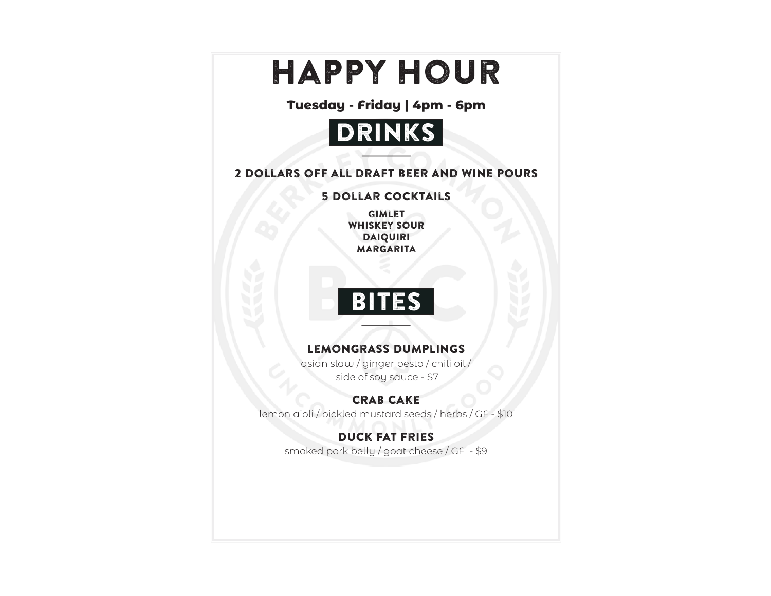# HAPPY HOUR

**Tuesday - Friday | 4pm - 6pm**

## DRINKS

**2 DOLLARS OFF ALL DRAFT BEER AND WINE POURS**

**5 DOLLAR COCKTAILS**

GIMLET
WHISKEY SOUR
DAIQUIRI
MARGARITA

## BITES

### LEMONGRASS DUMPLINGS

asian slaw / ginger pesto / chili oil / side of soy sauce - $7

### CRAB CAKE

lemon aioli / pickled mustard seeds / herbs / GF - $10

### DUCK FAT FRIES

smoked pork belly / goat cheese / GF - $9